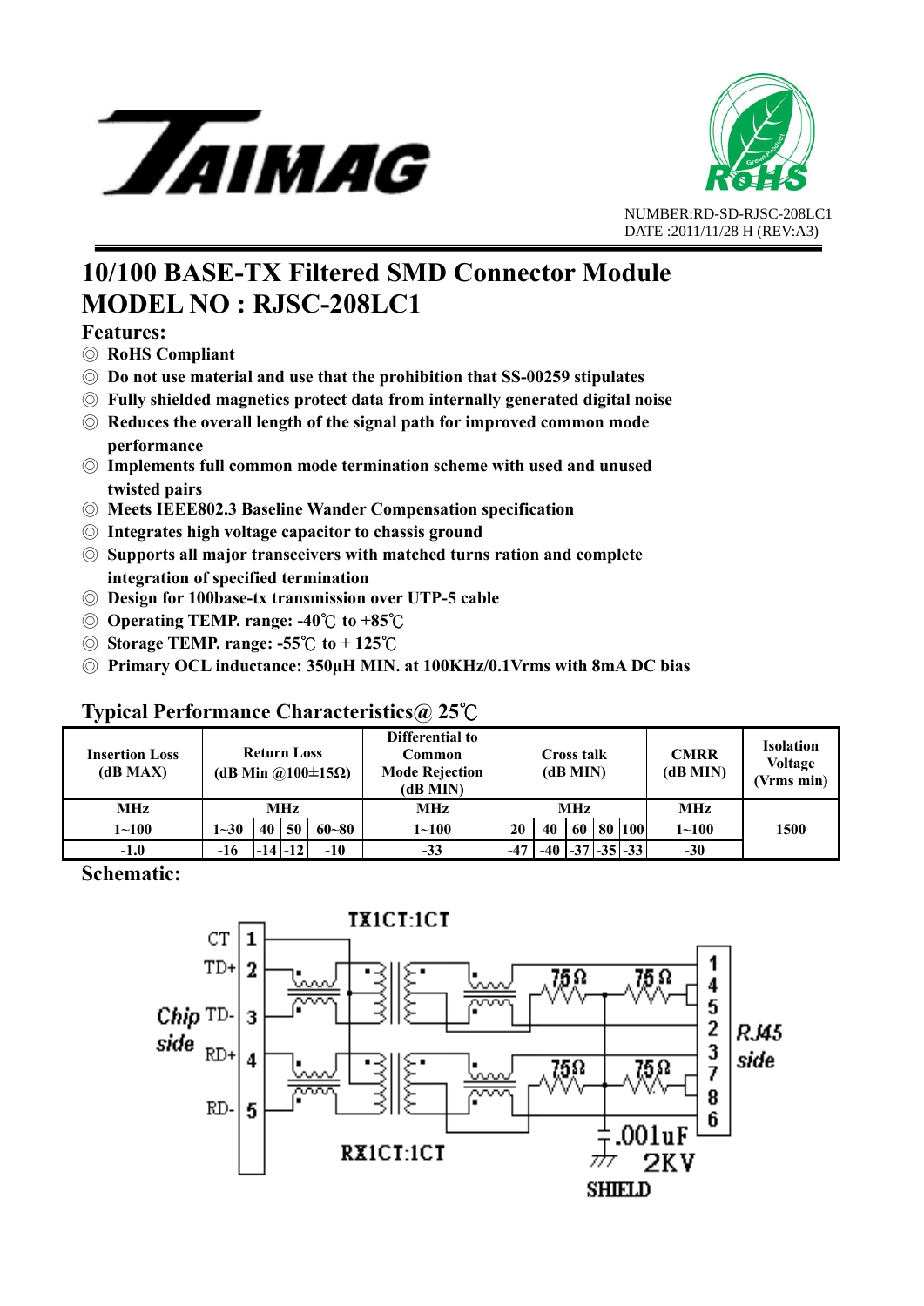TAIMAG

NUMBER:RD-SD-RJSC-208LC1
DATE :2011/11/28 H (REV:A3)

# 10/100 BASE-TX Filtered SMD Connector Module
# MODEL NO : RJSC-208LC1

## Features:

◎ RoHS Compliant
◎ Do not use material and use that the prohibition that SS-00259 stipulates
◎ Fully shielded magnetics protect data from internally generated digital noise
◎ Reduces the overall length of the signal path for improved common mode performance
◎ Implements full common mode termination scheme with used and unused twisted pairs
◎ Meets IEEE802.3 Baseline Wander Compensation specification
◎ Integrates high voltage capacitor to chassis ground
◎ Supports all major transceivers with matched turns ration and complete integration of specified termination
◎ Design for 100base-tx transmission over UTP-5 cable
◎ Operating TEMP. range: -40℃ to +85℃
◎ Storage TEMP. range: -55℃ to + 125℃
◎ Primary OCL inductance: 350μH MIN. at 100KHz/0.1Vrms with 8mA DC bias

## Typical Performance Characteristics@ 25℃

| Insertion Loss (dB MAX) | Return Loss (dB Min @100±15Ω) | | | | Differential to Common Mode Rejection (dB MIN) | Cross talk (dB MIN) | | | | | CMRR (dB MIN) | Isolation Voltage (Vrms min) |
|---|---|---|---|---|---|---|---|---|---|---|---|---|
| MHz | MHz | | | | MHz | MHz | | | | | MHz | |
| 1~100 | 1~30 | 40 | 50 | 60~80 | 1~100 | 20 | 40 | 60 | 80 | 100 | 1~100 | 1500 |
| -1.0 | -16 | -14 | -12 | -10 | -33 | -47 | -40 | -37 | -35 | -33 | -30 | |

## Schematic:

TX1CT:1CT

Chip side: CT 1, TD+ 2, TD- 3, RD+ 4, RD- 5

RJ45 side: 1, 4, 5, 2, 3, 7, 8, 6

75Ω 75Ω 75Ω 75Ω

RX1CT:1CT

.001uF 2KV

SHIELD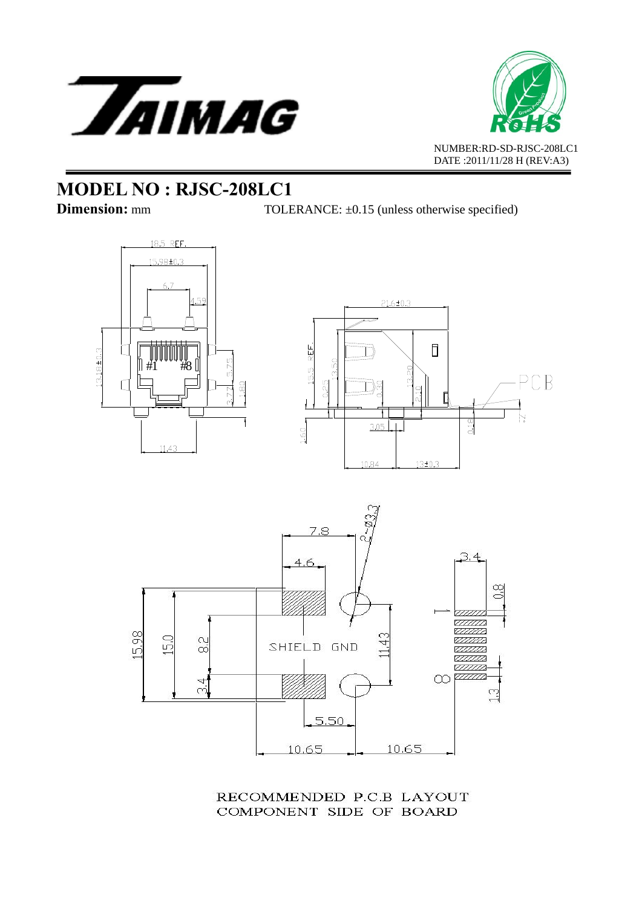NUMBER:RD-SD-RJSC-208LC1
DATE :2011/11/28 H (REV:A3)

# MODEL NO : RJSC-208LC1

**Dimension:** mm TOLERANCE: ±0.15 (unless otherwise specified)

RECOMMENDED P.C.B LAYOUT
COMPONENT SIDE OF BOARD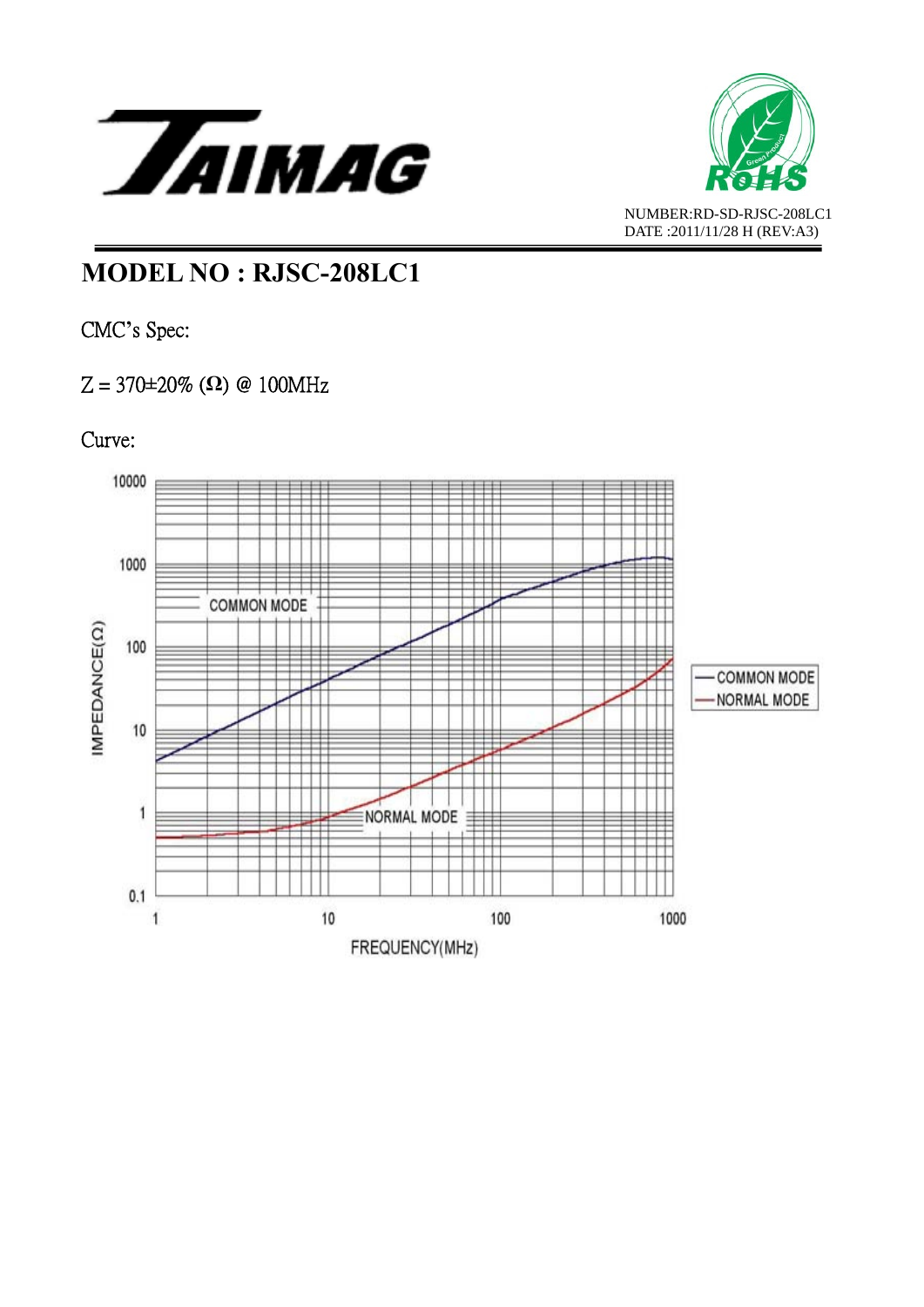NUMBER:RD-SD-RJSC-208LC1
DATE :2011/11/28 H (REV:A3)

# MODEL NO : RJSC-208LC1

CMC's Spec:

Z = 370±20% (Ω) @ 100MHz

Curve: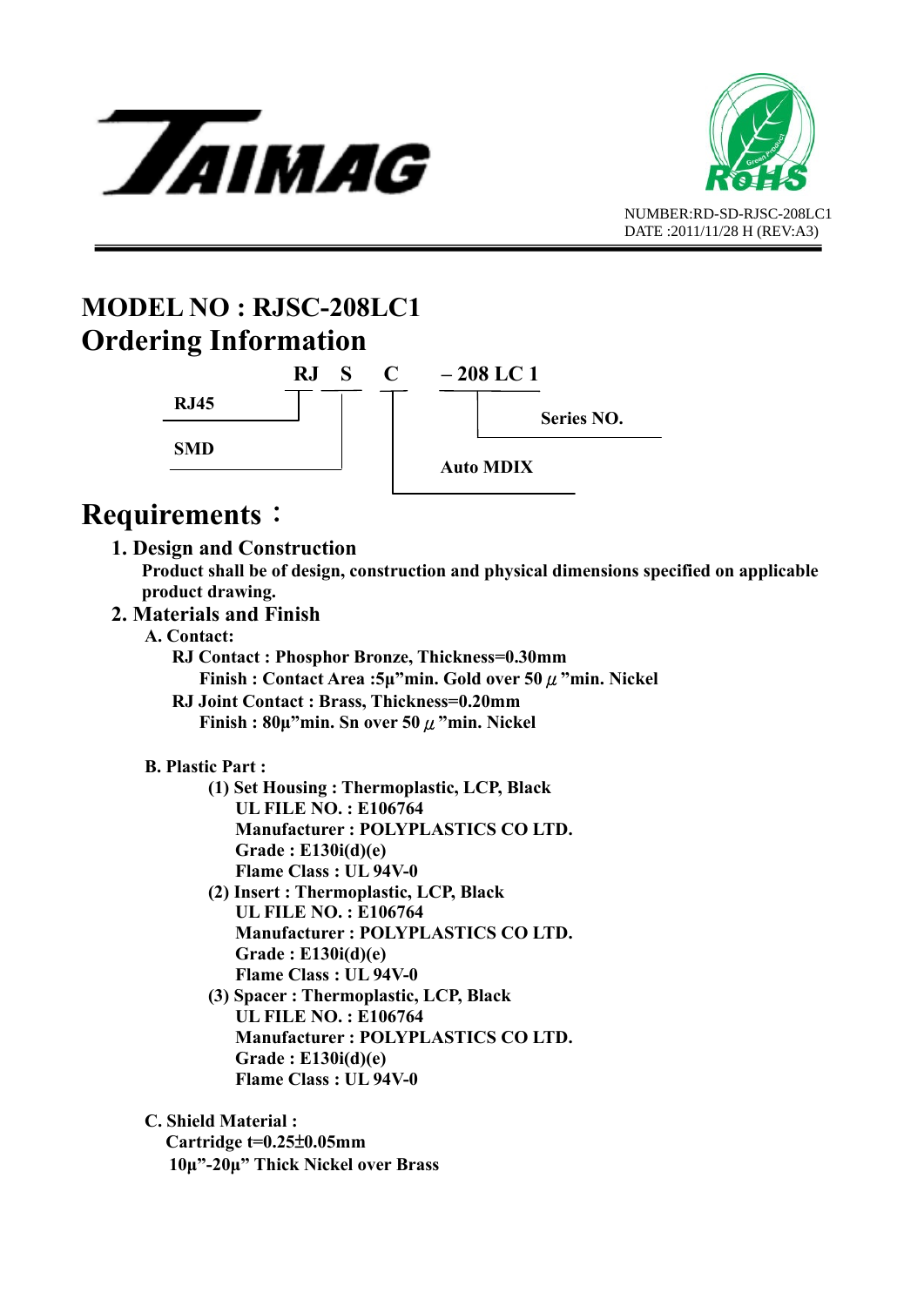NUMBER:RD-SD-RJSC-208LC1
DATE :2011/11/28 H (REV:A3)

# MODEL NO : RJSC-208LC1

## Ordering Information

**RJ S C – 208 LC 1**

- **RJ** – RJ45
- **S** – SMD
- **C** – Auto MDIX
- **208 LC 1** – Series NO.

## Requirements：

### 1. Design and Construction

**Product shall be of design, construction and physical dimensions specified on applicable product drawing.**

### 2. Materials and Finish

**A. Contact:**

**RJ Contact : Phosphor Bronze, Thickness=0.30mm**
**Finish : Contact Area :5μ"min. Gold over 50 μ"min. Nickel**

**RJ Joint Contact : Brass, Thickness=0.20mm**
**Finish : 80μ"min. Sn over 50 μ"min. Nickel**

**B. Plastic Part :**

**(1) Set Housing : Thermoplastic, LCP, Black**
**UL FILE NO. : E106764**
**Manufacturer : POLYPLASTICS CO LTD.**
**Grade : E130i(d)(e)**
**Flame Class : UL 94V-0**

**(2) Insert : Thermoplastic, LCP, Black**
**UL FILE NO. : E106764**
**Manufacturer : POLYPLASTICS CO LTD.**
**Grade : E130i(d)(e)**
**Flame Class : UL 94V-0**

**(3) Spacer : Thermoplastic, LCP, Black**
**UL FILE NO. : E106764**
**Manufacturer : POLYPLASTICS CO LTD.**
**Grade : E130i(d)(e)**
**Flame Class : UL 94V-0**

**C. Shield Material :**

**Cartridge t=0.25±0.05mm**
**10μ"-20μ" Thick Nickel over Brass**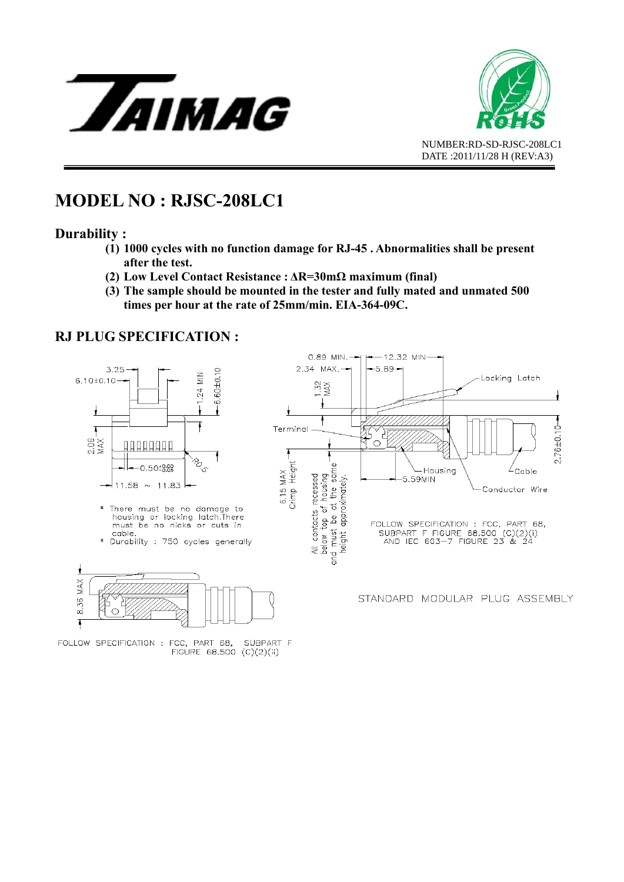NUMBER:RD-SD-RJSC-208LC1
DATE :2011/11/28 H (REV:A3)

# MODEL NO : RJSC-208LC1

## Durability :

(1) **1000 cycles with no function damage for RJ-45 . Abnormalities shall be present after the test.**
(2) **Low Level Contact Resistance : ΔR=30mΩ maximum (final)**
(3) **The sample should be mounted in the tester and fully mated and unmated 500 times per hour at the rate of 25mm/min. EIA-364-09C.**

## RJ PLUG SPECIFICATION :

3.25
6.10±0.10
1.24 MIN
6.60±0.10
2.06 MAX
0.50 $^{+0.00}_{-0.05}$
R0.5
11.58 ~ 11.83

\* There must be no damage to housing or locking latch.There must be no nicks or cuts in cable.
\* Durability : 750 cycles generally

0.89 MIN.
12.32 MIN
2.34 MAX.
5.89
1.32 MAX
Locking Latch
Terminal
2.76±0.10
Housing
Cable
5.59MIN
Conductor Wire
6.15 MAX Crimp Height
All contacts recessed below top of housing and must be at the same height approximately.

FOLLOW SPECIFICATION : FCC, PART 68, SUBPART F FIGURE 68.500 (C)(2)(i) AND IEC 603-7 FIGURE 23 & 24

8.36 MAX

STANDARD MODULAR PLUG ASSEMBLY

FOLLOW SPECIFICATION : FCC, PART 68, SUBPART F FIGURE 68.500 (C)(2)(ii)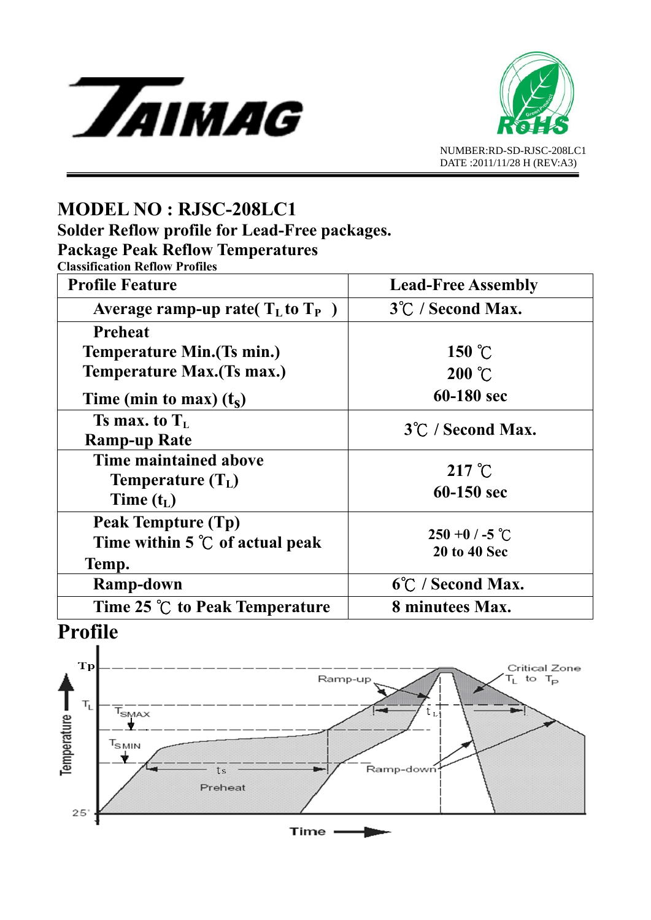NUMBER:RD-SD-RJSC-208LC1
DATE :2011/11/28 H (REV:A3)

# MODEL NO : RJSC-208LC1

### Solder Reflow profile for Lead-Free packages.

### Package Peak Reflow Temperatures

**Classification Reflow Profiles**

| Profile Feature | Lead-Free Assembly |
|---|---|
| Average ramp-up rate( $T_L$ to $T_P$ ) | 3℃ / Second Max. |
| Preheat<br>Temperature Min.(Ts min.)<br>Temperature Max.(Ts max.)<br>Time (min to max) ($t_S$) | 150 ℃<br>200 ℃<br>60-180 sec |
| Ts max. to $T_L$<br>Ramp-up Rate | 3℃ / Second Max. |
| Time maintained above<br>Temperature ($T_L$)<br>Time ($t_L$) | 217 ℃<br>60-150 sec |
| Peak Temptur (Tp)<br>Time within 5 ℃ of actual peak Temp. | 250 +0 / -5 ℃<br>20 to 40 Sec |
| Ramp-down | 6℃ / Second Max. |
| Time 25 ℃ to Peak Temperature | 8 minutees Max. |

## Profile

Tp
$T_L$
$T_{SMAX}$
$T_{SMIN}$
25'
Temperature
Time
Ramp-up
Critical Zone $T_L$ to $T_P$
$t_L$
ts
Preheat
Ramp-down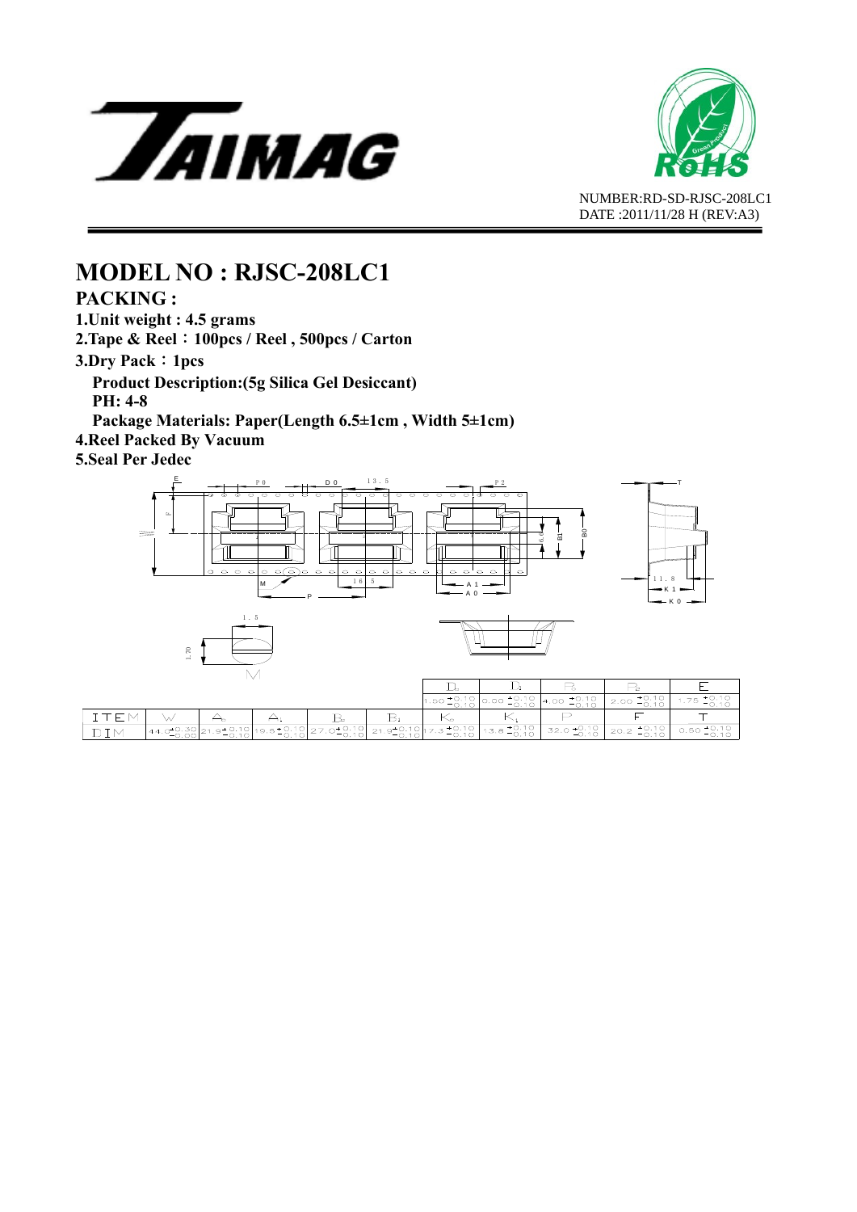NUMBER:RD-SD-RJSC-208LC1
DATE :2011/11/28 H (REV:A3)

# MODEL NO : RJSC-208LC1

## PACKING :

1.Unit weight : 4.5 grams

2.Tape & Reel：100pcs / Reel , 500pcs / Carton

3.Dry Pack：1pcs

Product Description:(5g Silica Gel Desiccant)

PH: 4-8

Package Materials: Paper(Length 6.5±1cm , Width 5±1cm)

4.Reel Packed By Vacuum

5.Seal Per Jedec

E
P0
D0
13.5
P2
T
F
W
6.6
B1
B0
M
16.5
A1
A0
P
11.8
K1
K0
1.5
1.70
M

| | | | | | $D_0$ | $D_1$ | $P_0$ | $P_2$ | E |
|---|---|---|---|---|---|---|---|---|---|
| | | | | | $1.50^{+0.10}_{-0.10}$ | $0.00^{+0.10}_{-0.10}$ | $4.00^{+0.10}_{-0.10}$ | $2.00^{+0.10}_{-0.10}$ | $1.75^{+0.10}_{-0.10}$ |
| ITEM | W | $A_0$ | $A_1$ | $B_0$ | $B_1$ | $K_0$ | $K_1$ | P | F | T |
| DIM | $44.0^{+0.30}_{-0.00}$ | $21.9^{+0.10}_{-0.10}$ | $19.8^{+0.10}_{-0.10}$ | $27.0^{+0.10}_{-0.10}$ | $21.9^{+0.10}_{-0.10}$ | $17.3^{+0.10}_{-0.10}$ | $13.8^{+0.10}_{-0.10}$ | $32.0^{+0.10}_{-0.10}$ | $20.2^{+0.10}_{-0.10}$ | $0.50^{+0.10}_{-0.10}$ |